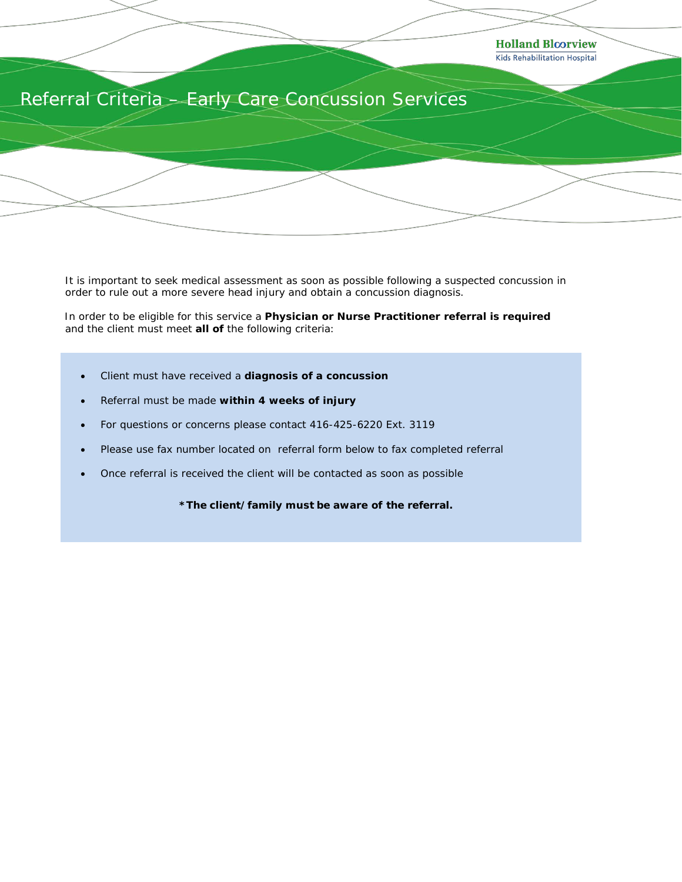Holland Bloorview
Kids Rehabilitation Hospital

# Referral Criteria – Early Care Concussion Services

It is important to seek medical assessment as soon as possible following a suspected concussion in order to rule out a more severe head injury and obtain a concussion diagnosis.

In order to be eligible for this service a **Physician or Nurse Practitioner referral is required** and the client must meet **all of** the following criteria:

- Client must have received a **diagnosis of a concussion**
- Referral must be made **within 4 weeks of injury**
- For questions or concerns please contact 416-425-6220 Ext. 3119
- Please use fax number located on referral form below to fax completed referral
- Once referral is received the client will be contacted as soon as possible

**\*The client/family must be aware of the referral.**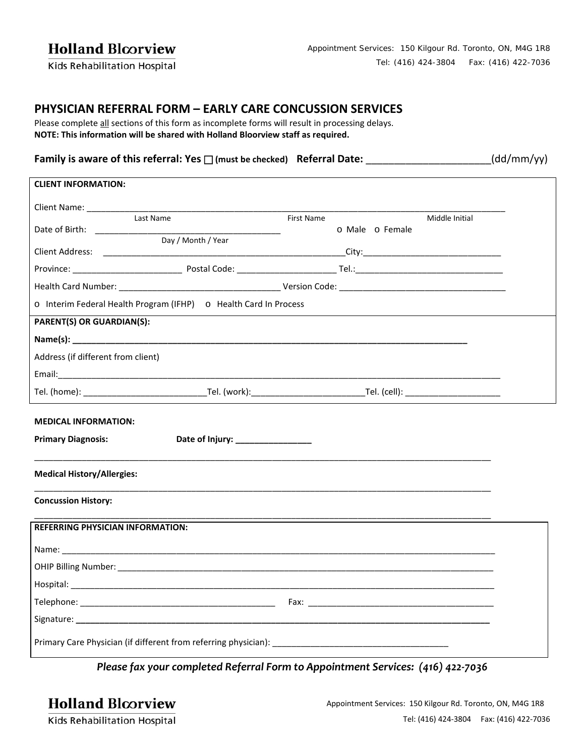**Holland Bloorview**
Kids Rehabilitation Hospital

Appointment Services: 150 Kilgour Rd. Toronto, ON, M4G 1R8
Tel: (416) 424-3804 Fax: (416) 422-7036

## PHYSICIAN REFERRAL FORM – EARLY CARE CONCUSSION SERVICES

Please complete all sections of this form as incomplete forms will result in processing delays.
**NOTE: This information will be shared with Holland Bloorview staff as required.**

**Family is aware of this referral: Yes ☐ (must be checked) Referral Date:** ______________________(dd/mm/yy)

**CLIENT INFORMATION:**

Client Name: ______________________________________________________________________________
Last Name First Name Middle Initial

Date of Birth: ________________________________________ o Male o Female
Day / Month / Year

Client Address: ___________________________________________________City:_____________________________

Province: _______________________ Postal Code: _____________________ Tel.:_______________________________

Health Card Number: _________________________________ Version Code: ___________________________________

o Interim Federal Health Program (IFHP) o Health Card In Process

**PARENT(S) OR GUARDIAN(S):**

**Name(s): ________________________________________________________________________________**

Address (if different from client)

Email:___________________________________________________________________________________________

Tel. (home): _________________________Tel. (work):_______________________Tel. (cell): ____________________

**MEDICAL INFORMATION:**

**Primary Diagnosis:** **Date of Injury: ________________**

_____________________________________________________________________________________________

**Medical History/Allergies:**

_____________________________________________________________________________________________

**Concussion History:**

_____________________________________________________________________________________________

**REFERRING PHYSICIAN INFORMATION:**

Name: __________________________________________________________________________________________

OHIP Billing Number: _____________________________________________________________________________

Hospital: ________________________________________________________________________________________

Telephone: __________________________________________ Fax: ________________________________________

Signature: ________________________________________________________________________________________

Primary Care Physician (if different from referring physician): _____________________________________

***Please fax your completed Referral Form to Appointment Services: (416) 422-7036***